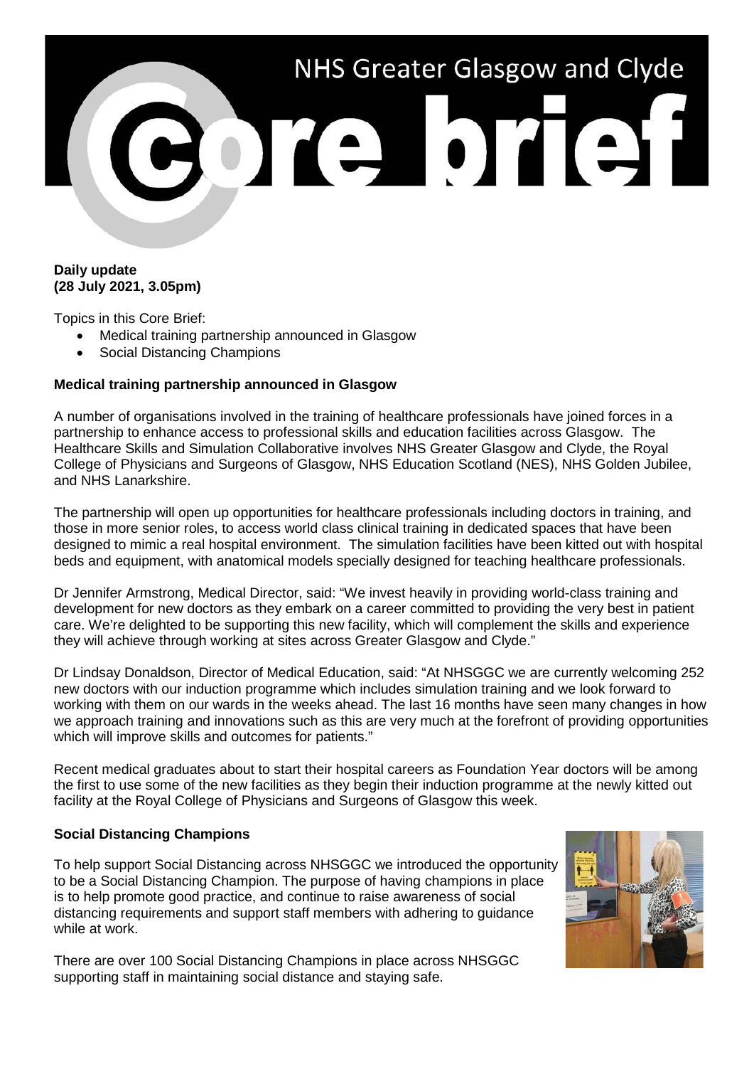# NHS Greater Glasgow and Clyde Core brief

**Daily update**
**(28 July 2021, 3.05pm)**

Topics in this Core Brief:

- Medical training partnership announced in Glasgow
- Social Distancing Champions

**Medical training partnership announced in Glasgow**

A number of organisations involved in the training of healthcare professionals have joined forces in a partnership to enhance access to professional skills and education facilities across Glasgow. The Healthcare Skills and Simulation Collaborative involves NHS Greater Glasgow and Clyde, the Royal College of Physicians and Surgeons of Glasgow, NHS Education Scotland (NES), NHS Golden Jubilee, and NHS Lanarkshire.

The partnership will open up opportunities for healthcare professionals including doctors in training, and those in more senior roles, to access world class clinical training in dedicated spaces that have been designed to mimic a real hospital environment. The simulation facilities have been kitted out with hospital beds and equipment, with anatomical models specially designed for teaching healthcare professionals.

Dr Jennifer Armstrong, Medical Director, said: "We invest heavily in providing world-class training and development for new doctors as they embark on a career committed to providing the very best in patient care. We're delighted to be supporting this new facility, which will complement the skills and experience they will achieve through working at sites across Greater Glasgow and Clyde."

Dr Lindsay Donaldson, Director of Medical Education, said: "At NHSGGC we are currently welcoming 252 new doctors with our induction programme which includes simulation training and we look forward to working with them on our wards in the weeks ahead. The last 16 months have seen many changes in how we approach training and innovations such as this are very much at the forefront of providing opportunities which will improve skills and outcomes for patients."

Recent medical graduates about to start their hospital careers as Foundation Year doctors will be among the first to use some of the new facilities as they begin their induction programme at the newly kitted out facility at the Royal College of Physicians and Surgeons of Glasgow this week.

**Social Distancing Champions**

To help support Social Distancing across NHSGGC we introduced the opportunity to be a Social Distancing Champion. The purpose of having champions in place is to help promote good practice, and continue to raise awareness of social distancing requirements and support staff members with adhering to guidance while at work.

There are over 100 Social Distancing Champions in place across NHSGGC supporting staff in maintaining social distance and staying safe.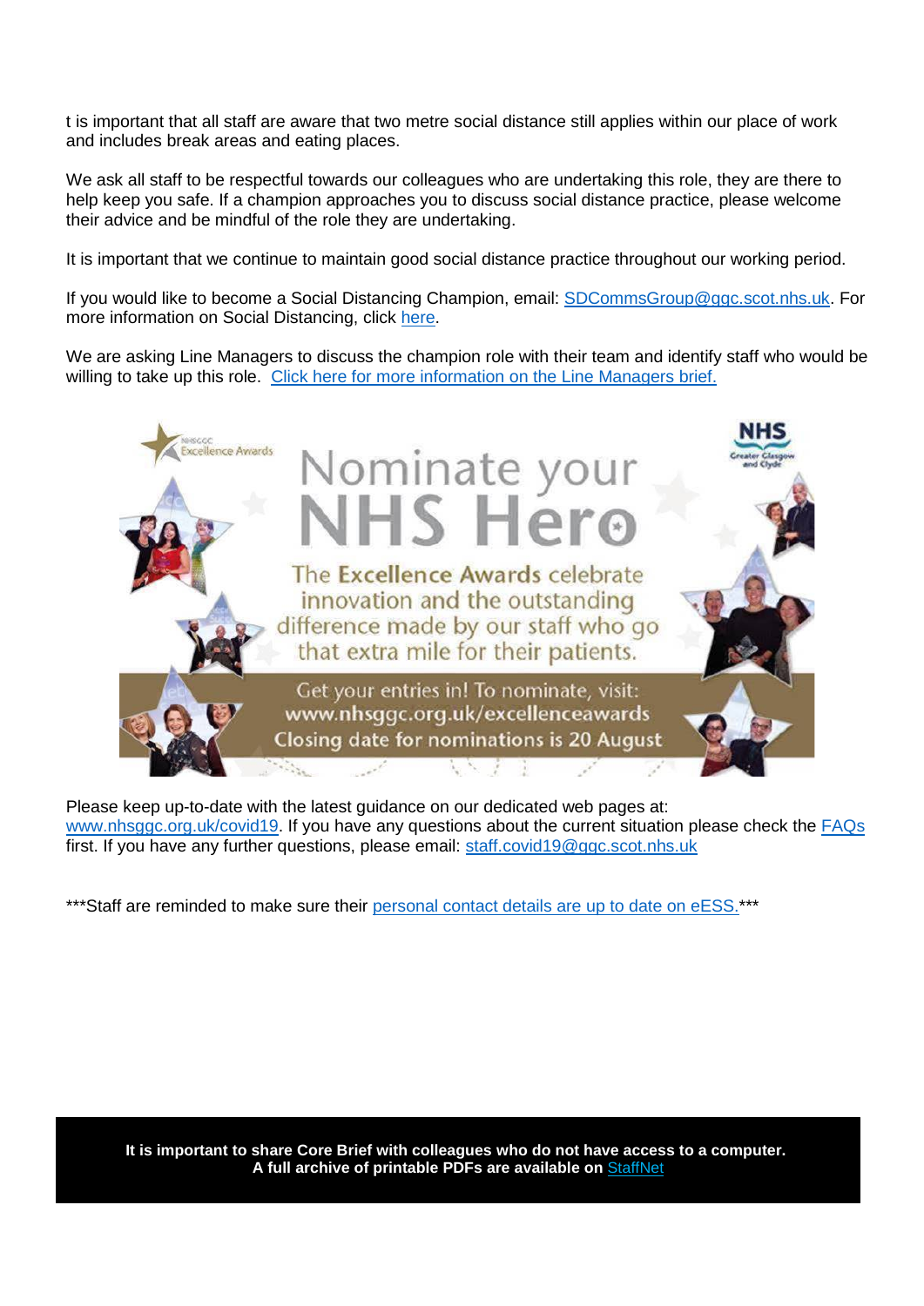t is important that all staff are aware that two metre social distance still applies within our place of work and includes break areas and eating places.

We ask all staff to be respectful towards our colleagues who are undertaking this role, they are there to help keep you safe. If a champion approaches you to discuss social distance practice, please welcome their advice and be mindful of the role they are undertaking.

It is important that we continue to maintain good social distance practice throughout our working period.

If you would like to become a Social Distancing Champion, email: SDCommsGroup@ggc.scot.nhs.uk. For more information on Social Distancing, click here.

We are asking Line Managers to discuss the champion role with their team and identify staff who would be willing to take up this role. Click here for more information on the Line Managers brief.

NHSGGC Excellence Awards

NHS Greater Glasgow and Clyde

# Nominate your NHS Hero

The Excellence Awards celebrate innovation and the outstanding difference made by our staff who go that extra mile for their patients.

Get your entries in! To nominate, visit: www.nhsggc.org.uk/excellenceawards
Closing date for nominations is 20 August

Please keep up-to-date with the latest guidance on our dedicated web pages at: www.nhsggc.org.uk/covid19. If you have any questions about the current situation please check the FAQs first. If you have any further questions, please email: staff.covid19@ggc.scot.nhs.uk

***Staff are reminded to make sure their personal contact details are up to date on eESS.***

**It is important to share Core Brief with colleagues who do not have access to a computer.**
**A full archive of printable PDFs are available on StaffNet**